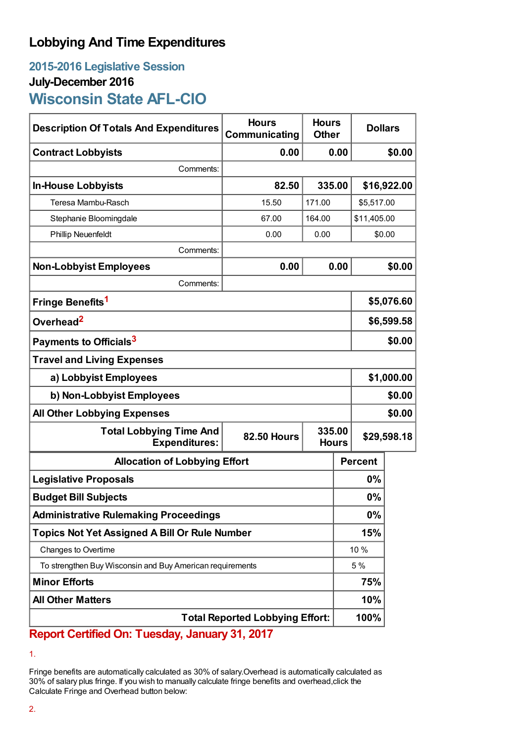# Lobbying And Time Expenditures

## 2015-2016 Legislative Session

### July-December 2016

## Wisconsin State AFL-CIO

| Description Of Totals And Expenditures | Hours Communicating | Hours Other | Dollars |
|---|---|---|---|
| **Contract Lobbyists** | **0.00** | **0.00** | **$0.00** |
| Comments: | | | |
| **In-House Lobbyists** | **82.50** | **335.00** | **$16,922.00** |
| Teresa Mambu-Rasch | 15.50 | 171.00 | $5,517.00 |
| Stephanie Bloomingdale | 67.00 | 164.00 | $11,405.00 |
| Phillip Neuenfeldt | 0.00 | 0.00 | $0.00 |
| Comments: | | | |
| **Non-Lobbyist Employees** | **0.00** | **0.00** | **$0.00** |
| Comments: | | | |
| **Fringe Benefits**[1] | | | **$5,076.60** |
| **Overhead**[2] | | | **$6,599.58** |
| **Payments to Officials**[3] | | | **$0.00** |
| **Travel and Living Expenses** | | | |
| **a) Lobbyist Employees** | | | **$1,000.00** |
| **b) Non-Lobbyist Employees** | | | **$0.00** |
| **All Other Lobbying Expenses** | | | **$0.00** |
| **Total Lobbying Time And Expenditures:** | **82.50 Hours** | **335.00 Hours** | **$29,598.18** |

| Allocation of Lobbying Effort | Percent |
|---|---|
| **Legislative Proposals** | **0%** |
| **Budget Bill Subjects** | **0%** |
| **Administrative Rulemaking Proceedings** | **0%** |
| **Topics Not Yet Assigned A Bill Or Rule Number** | **15%** |
| Changes to Overtime | 10 % |
| To strengthen Buy Wisconsin and Buy American requirements | 5 % |
| **Minor Efforts** | **75%** |
| **All Other Matters** | **10%** |
| **Total Reported Lobbying Effort:** | **100%** |

**Report Certified On: Tuesday, January 31, 2017**

1.

Fringe benefits are automatically calculated as 30% of salary.Overhead is automatically calculated as 30% of salary plus fringe. If you wish to manually calculate fringe benefits and overhead,click the Calculate Fringe and Overhead button below:

2.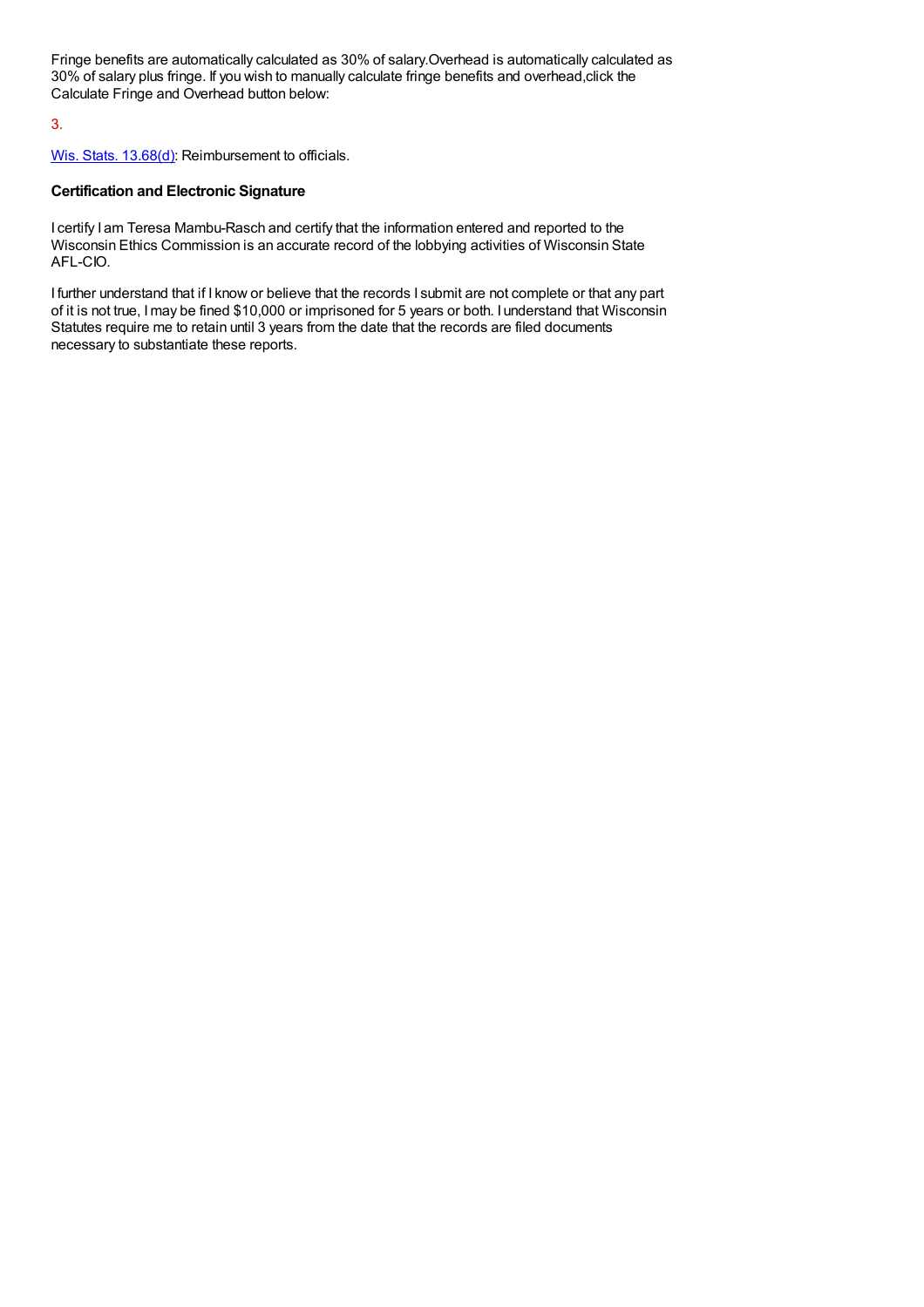Fringe benefits are automatically calculated as 30% of salary.Overhead is automatically calculated as 30% of salary plus fringe. If you wish to manually calculate fringe benefits and overhead,click the Calculate Fringe and Overhead button below:

3.

[Wis. Stats. 13.68(d)](): Reimbursement to officials.

**Certification and Electronic Signature**

I certify I am Teresa Mambu-Rasch and certify that the information entered and reported to the Wisconsin Ethics Commission is an accurate record of the lobbying activities of Wisconsin State AFL-CIO.

I further understand that if I know or believe that the records I submit are not complete or that any part of it is not true, I may be fined $10,000 or imprisoned for 5 years or both. I understand that Wisconsin Statutes require me to retain until 3 years from the date that the records are filed documents necessary to substantiate these reports.